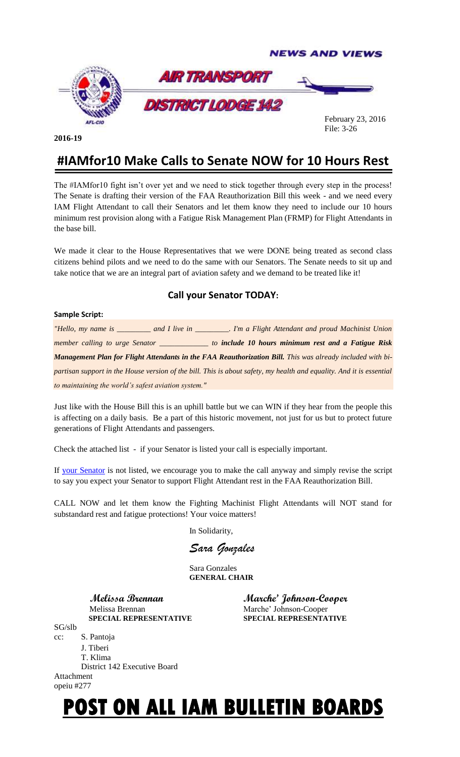NEWS AND VIEWS

AIR TRANSPORT

DISTRICT LODGE 142

AFL-CIO

February 23, 2016
File: 3-26

**2016-19**

# #IAMfor10 Make Calls to Senate NOW for 10 Hours Rest

The #IAMfor10 fight isn't over yet and we need to stick together through every step in the process! The Senate is drafting their version of the FAA Reauthorization Bill this week - and we need every IAM Flight Attendant to call their Senators and let them know they need to include our 10 hours minimum rest provision along with a Fatigue Risk Management Plan (FRMP) for Flight Attendants in the base bill.

We made it clear to the House Representatives that we were DONE being treated as second class citizens behind pilots and we need to do the same with our Senators. The Senate needs to sit up and take notice that we are an integral part of aviation safety and we demand to be treated like it!

## Call your Senator TODAY:

**Sample Script:**

*"Hello, my name is _________ and I live in _________. I'm a Flight Attendant and proud Machinist Union member calling to urge Senator ____________ to* ***include 10 hours minimum rest and a Fatigue Risk Management Plan for Flight Attendants in the FAA Reauthorization Bill.*** *This was already included with bi-partisan support in the House version of the bill. This is about safety, my health and equality. And it is essential to maintaining the world's safest aviation system."*

Just like with the House Bill this is an uphill battle but we can WIN if they hear from the people this is affecting on a daily basis. Be a part of this historic movement, not just for us but to protect future generations of Flight Attendants and passengers.

Check the attached list - if your Senator is listed your call is especially important.

If your Senator is not listed, we encourage you to make the call anyway and simply revise the script to say you expect your Senator to support Flight Attendant rest in the FAA Reauthorization Bill.

CALL NOW and let them know the Fighting Machinist Flight Attendants will NOT stand for substandard rest and fatigue protections! Your voice matters!

In Solidarity,

*Sara Gonzales*

Sara Gonzales
**GENERAL CHAIR**

*Melissa Brennan*
Melissa Brennan
**SPECIAL REPRESENTATIVE**

*Marche' Johnson-Cooper*
Marche' Johnson-Cooper
**SPECIAL REPRESENTATIVE**

SG/slb
cc: S. Pantoja
J. Tiberi
T. Klima
District 142 Executive Board
Attachment
opeiu #277

# POST ON ALL IAM BULLETIN BOARDS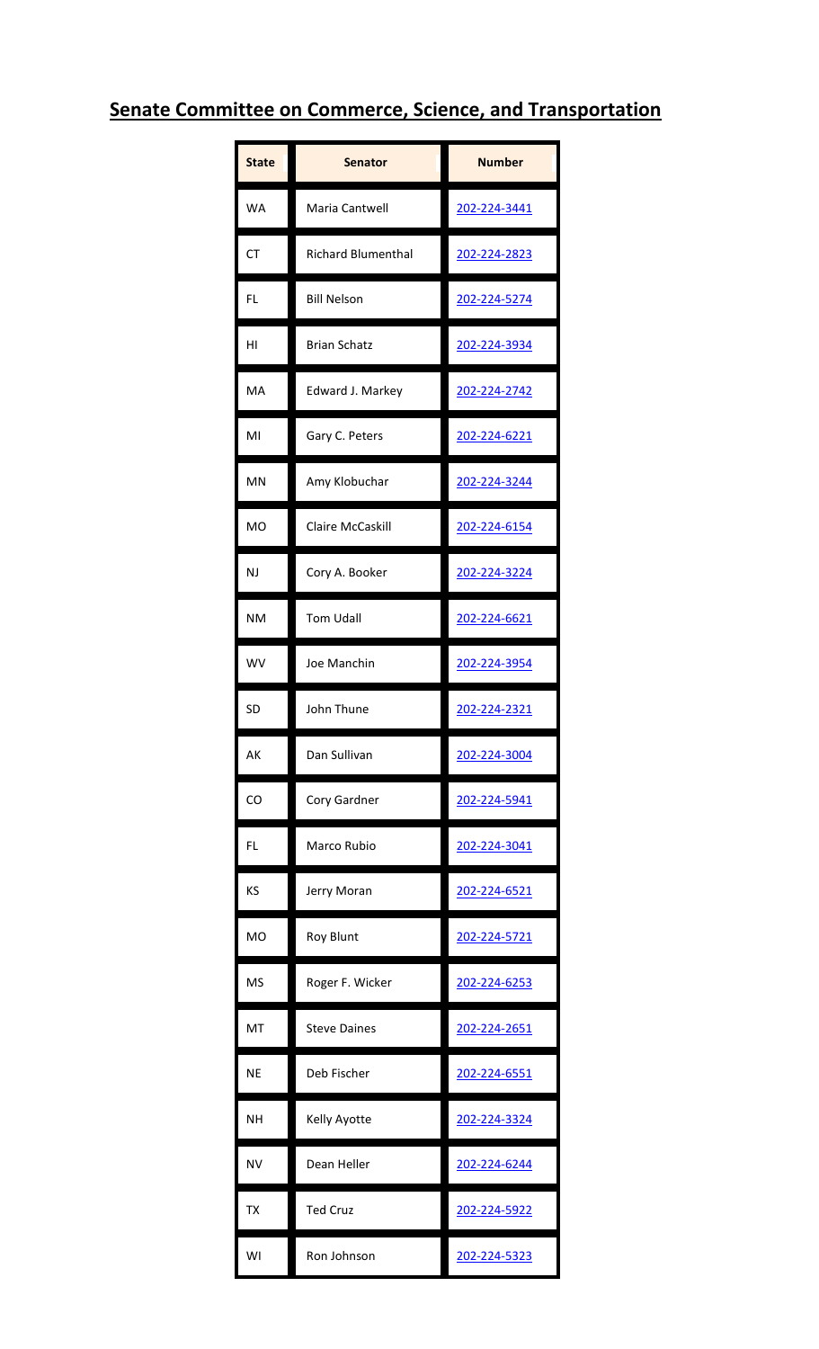## Senate Committee on Commerce, Science, and Transportation

| State | Senator | Number |
|---|---|---|
| WA | Maria Cantwell | 202-224-3441 |
| CT | Richard Blumenthal | 202-224-2823 |
| FL | Bill Nelson | 202-224-5274 |
| HI | Brian Schatz | 202-224-3934 |
| MA | Edward J. Markey | 202-224-2742 |
| MI | Gary C. Peters | 202-224-6221 |
| MN | Amy Klobuchar | 202-224-3244 |
| MO | Claire McCaskill | 202-224-6154 |
| NJ | Cory A. Booker | 202-224-3224 |
| NM | Tom Udall | 202-224-6621 |
| WV | Joe Manchin | 202-224-3954 |
| SD | John Thune | 202-224-2321 |
| AK | Dan Sullivan | 202-224-3004 |
| CO | Cory Gardner | 202-224-5941 |
| FL | Marco Rubio | 202-224-3041 |
| KS | Jerry Moran | 202-224-6521 |
| MO | Roy Blunt | 202-224-5721 |
| MS | Roger F. Wicker | 202-224-6253 |
| MT | Steve Daines | 202-224-2651 |
| NE | Deb Fischer | 202-224-6551 |
| NH | Kelly Ayotte | 202-224-3324 |
| NV | Dean Heller | 202-224-6244 |
| TX | Ted Cruz | 202-224-5922 |
| WI | Ron Johnson | 202-224-5323 |